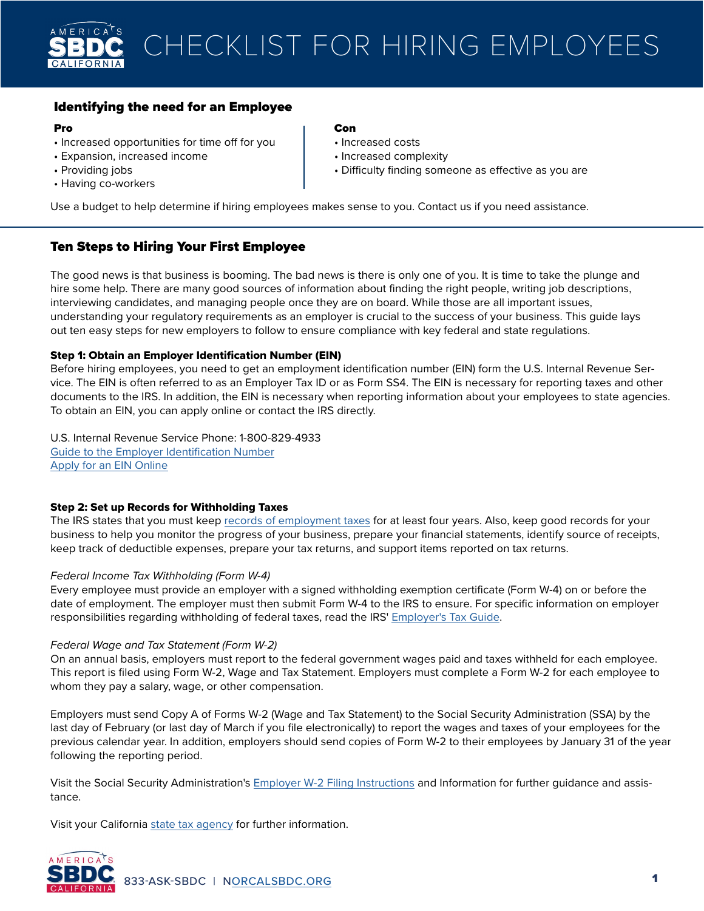# CHECKLIST FOR HIRING EMPLOYEES

## Identifying the need for an Employee

**Pro**
- Increased opportunities for time off for you
- Expansion, increased income
- Providing jobs
- Having co-workers

**Con**
- Increased costs
- Increased complexity
- Difficulty finding someone as effective as you are

Use a budget to help determine if hiring employees makes sense to you. Contact us if you need assistance.

## Ten Steps to Hiring Your First Employee

The good news is that business is booming. The bad news is there is only one of you. It is time to take the plunge and hire some help. There are many good sources of information about finding the right people, writing job descriptions, interviewing candidates, and managing people once they are on board. While those are all important issues, understanding your regulatory requirements as an employer is crucial to the success of your business. This guide lays out ten easy steps for new employers to follow to ensure compliance with key federal and state regulations.

**Step 1: Obtain an Employer Identification Number (EIN)**

Before hiring employees, you need to get an employment identification number (EIN) form the U.S. Internal Revenue Service. The EIN is often referred to as an Employer Tax ID or as Form SS4. The EIN is necessary for reporting taxes and other documents to the IRS. In addition, the EIN is necessary when reporting information about your employees to state agencies. To obtain an EIN, you can apply online or contact the IRS directly.

U.S. Internal Revenue Service Phone: 1-800-829-4933
Guide to the Employer Identification Number
Apply for an EIN Online

**Step 2: Set up Records for Withholding Taxes**

The IRS states that you must keep records of employment taxes for at least four years. Also, keep good records for your business to help you monitor the progress of your business, prepare your financial statements, identify source of receipts, keep track of deductible expenses, prepare your tax returns, and support items reported on tax returns.

*Federal Income Tax Withholding (Form W-4)*

Every employee must provide an employer with a signed withholding exemption certificate (Form W-4) on or before the date of employment. The employer must then submit Form W-4 to the IRS to ensure. For specific information on employer responsibilities regarding withholding of federal taxes, read the IRS' Employer's Tax Guide.

*Federal Wage and Tax Statement (Form W-2)*

On an annual basis, employers must report to the federal government wages paid and taxes withheld for each employee. This report is filed using Form W-2, Wage and Tax Statement. Employers must complete a Form W-2 for each employee to whom they pay a salary, wage, or other compensation.

Employers must send Copy A of Forms W-2 (Wage and Tax Statement) to the Social Security Administration (SSA) by the last day of February (or last day of March if you file electronically) to report the wages and taxes of your employees for the previous calendar year. In addition, employers should send copies of Form W-2 to their employees by January 31 of the year following the reporting period.

Visit the Social Security Administration's Employer W-2 Filing Instructions and Information for further guidance and assistance.

Visit your California state tax agency for further information.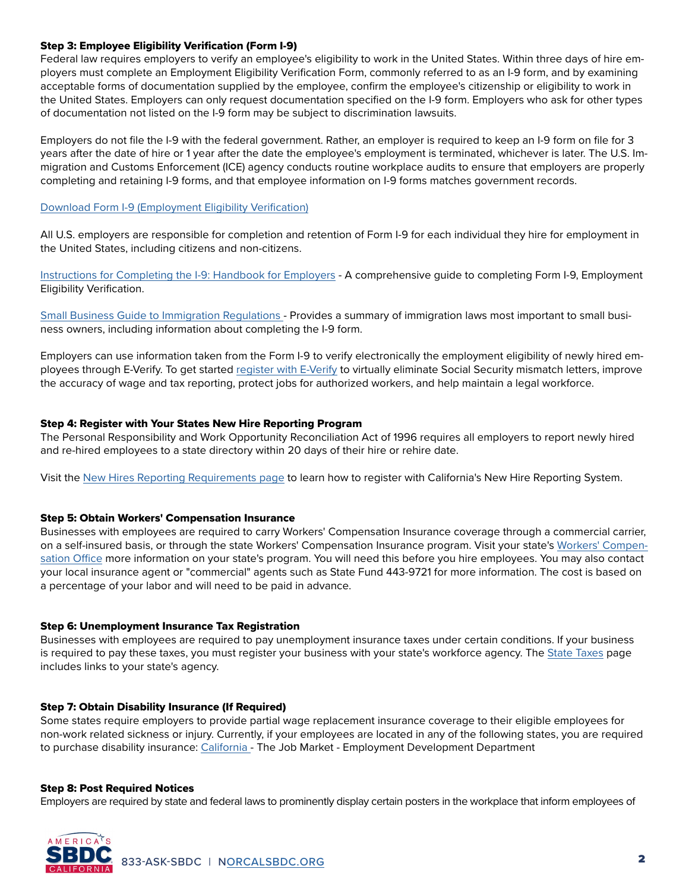### Step 3: Employee Eligibility Verification (Form I-9)

Federal law requires employers to verify an employee's eligibility to work in the United States. Within three days of hire employers must complete an Employment Eligibility Verification Form, commonly referred to as an I-9 form, and by examining acceptable forms of documentation supplied by the employee, confirm the employee's citizenship or eligibility to work in the United States. Employers can only request documentation specified on the I-9 form. Employers who ask for other types of documentation not listed on the I-9 form may be subject to discrimination lawsuits.

Employers do not file the I-9 with the federal government. Rather, an employer is required to keep an I-9 form on file for 3 years after the date of hire or 1 year after the date the employee's employment is terminated, whichever is later. The U.S. Immigration and Customs Enforcement (ICE) agency conducts routine workplace audits to ensure that employers are properly completing and retaining I-9 forms, and that employee information on I-9 forms matches government records.

Download Form I-9 (Employment Eligibility Verification)

All U.S. employers are responsible for completion and retention of Form I-9 for each individual they hire for employment in the United States, including citizens and non-citizens.

Instructions for Completing the I-9: Handbook for Employers - A comprehensive guide to completing Form I-9, Employment Eligibility Verification.

Small Business Guide to Immigration Regulations - Provides a summary of immigration laws most important to small business owners, including information about completing the I-9 form.

Employers can use information taken from the Form I-9 to verify electronically the employment eligibility of newly hired employees through E-Verify. To get started register with E-Verify to virtually eliminate Social Security mismatch letters, improve the accuracy of wage and tax reporting, protect jobs for authorized workers, and help maintain a legal workforce.

### Step 4: Register with Your States New Hire Reporting Program

The Personal Responsibility and Work Opportunity Reconciliation Act of 1996 requires all employers to report newly hired and re-hired employees to a state directory within 20 days of their hire or rehire date.

Visit the New Hires Reporting Requirements page to learn how to register with California's New Hire Reporting System.

### Step 5: Obtain Workers' Compensation Insurance

Businesses with employees are required to carry Workers' Compensation Insurance coverage through a commercial carrier, on a self-insured basis, or through the state Workers' Compensation Insurance program. Visit your state's Workers' Compensation Office more information on your state's program. You will need this before you hire employees. You may also contact your local insurance agent or "commercial" agents such as State Fund 443-9721 for more information. The cost is based on a percentage of your labor and will need to be paid in advance.

### Step 6: Unemployment Insurance Tax Registration

Businesses with employees are required to pay unemployment insurance taxes under certain conditions. If your business is required to pay these taxes, you must register your business with your state's workforce agency. The State Taxes page includes links to your state's agency.

### Step 7: Obtain Disability Insurance (If Required)

Some states require employers to provide partial wage replacement insurance coverage to their eligible employees for non-work related sickness or injury. Currently, if your employees are located in any of the following states, you are required to purchase disability insurance: California - The Job Market - Employment Development Department

### Step 8: Post Required Notices

Employers are required by state and federal laws to prominently display certain posters in the workplace that inform employees of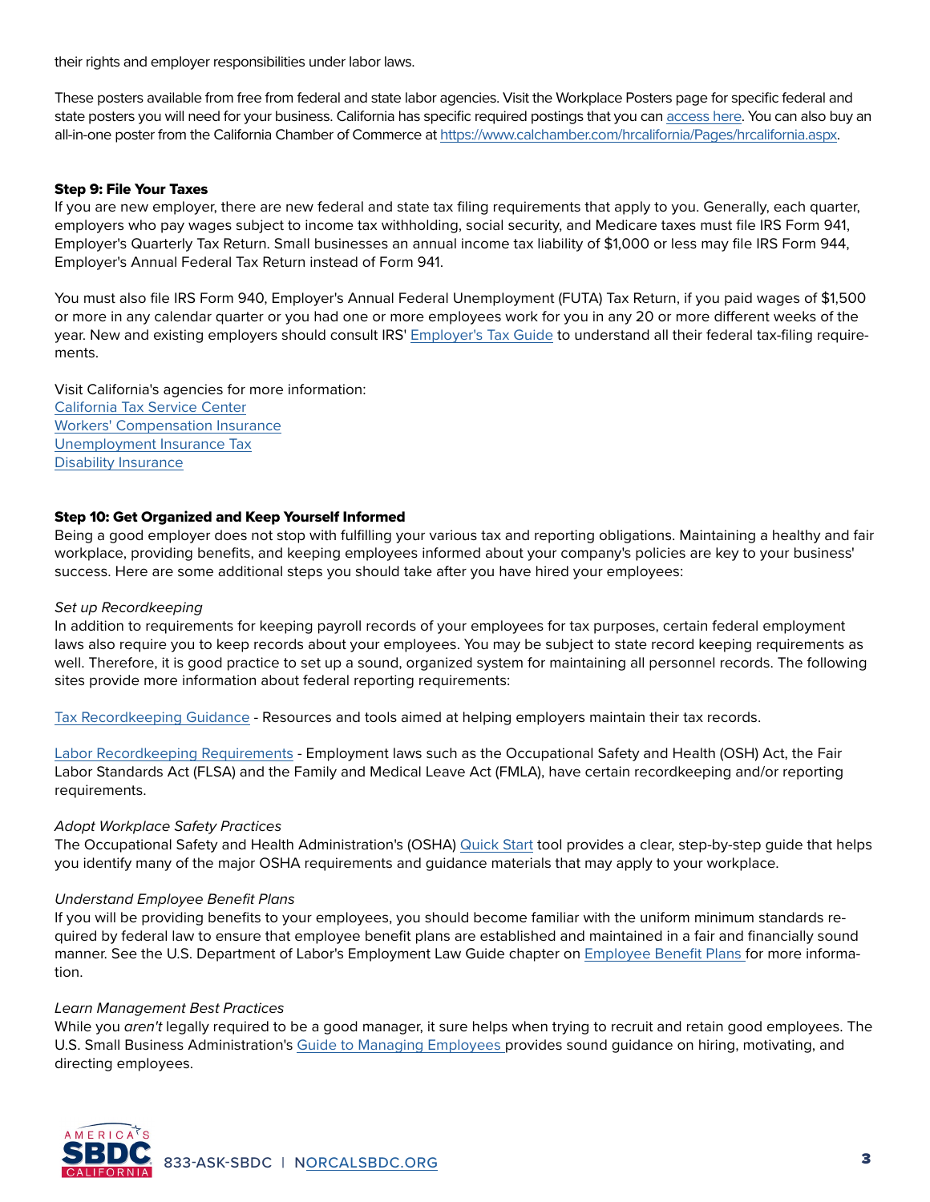their rights and employer responsibilities under labor laws.

These posters available from free from federal and state labor agencies. Visit the Workplace Posters page for specific federal and state posters you will need for your business. California has specific required postings that you can access here. You can also buy an all-in-one poster from the California Chamber of Commerce at https://www.calchamber.com/hrcalifornia/Pages/hrcalifornia.aspx.

**Step 9: File Your Taxes**

If you are new employer, there are new federal and state tax filing requirements that apply to you. Generally, each quarter, employers who pay wages subject to income tax withholding, social security, and Medicare taxes must file IRS Form 941, Employer's Quarterly Tax Return. Small businesses an annual income tax liability of $1,000 or less may file IRS Form 944, Employer's Annual Federal Tax Return instead of Form 941.

You must also file IRS Form 940, Employer's Annual Federal Unemployment (FUTA) Tax Return, if you paid wages of $1,500 or more in any calendar quarter or you had one or more employees work for you in any 20 or more different weeks of the year. New and existing employers should consult IRS' Employer's Tax Guide to understand all their federal tax-filing requirements.

Visit California's agencies for more information:
California Tax Service Center
Workers' Compensation Insurance
Unemployment Insurance Tax
Disability Insurance

**Step 10: Get Organized and Keep Yourself Informed**

Being a good employer does not stop with fulfilling your various tax and reporting obligations. Maintaining a healthy and fair workplace, providing benefits, and keeping employees informed about your company's policies are key to your business' success. Here are some additional steps you should take after you have hired your employees:

*Set up Recordkeeping*

In addition to requirements for keeping payroll records of your employees for tax purposes, certain federal employment laws also require you to keep records about your employees. You may be subject to state record keeping requirements as well. Therefore, it is good practice to set up a sound, organized system for maintaining all personnel records. The following sites provide more information about federal reporting requirements:

Tax Recordkeeping Guidance - Resources and tools aimed at helping employers maintain their tax records.

Labor Recordkeeping Requirements - Employment laws such as the Occupational Safety and Health (OSH) Act, the Fair Labor Standards Act (FLSA) and the Family and Medical Leave Act (FMLA), have certain recordkeeping and/or reporting requirements.

*Adopt Workplace Safety Practices*

The Occupational Safety and Health Administration's (OSHA) Quick Start tool provides a clear, step-by-step guide that helps you identify many of the major OSHA requirements and guidance materials that may apply to your workplace.

*Understand Employee Benefit Plans*

If you will be providing benefits to your employees, you should become familiar with the uniform minimum standards required by federal law to ensure that employee benefit plans are established and maintained in a fair and financially sound manner. See the U.S. Department of Labor's Employment Law Guide chapter on Employee Benefit Plans for more information.

*Learn Management Best Practices*

While you *aren't* legally required to be a good manager, it sure helps when trying to recruit and retain good employees. The U.S. Small Business Administration's Guide to Managing Employees provides sound guidance on hiring, motivating, and directing employees.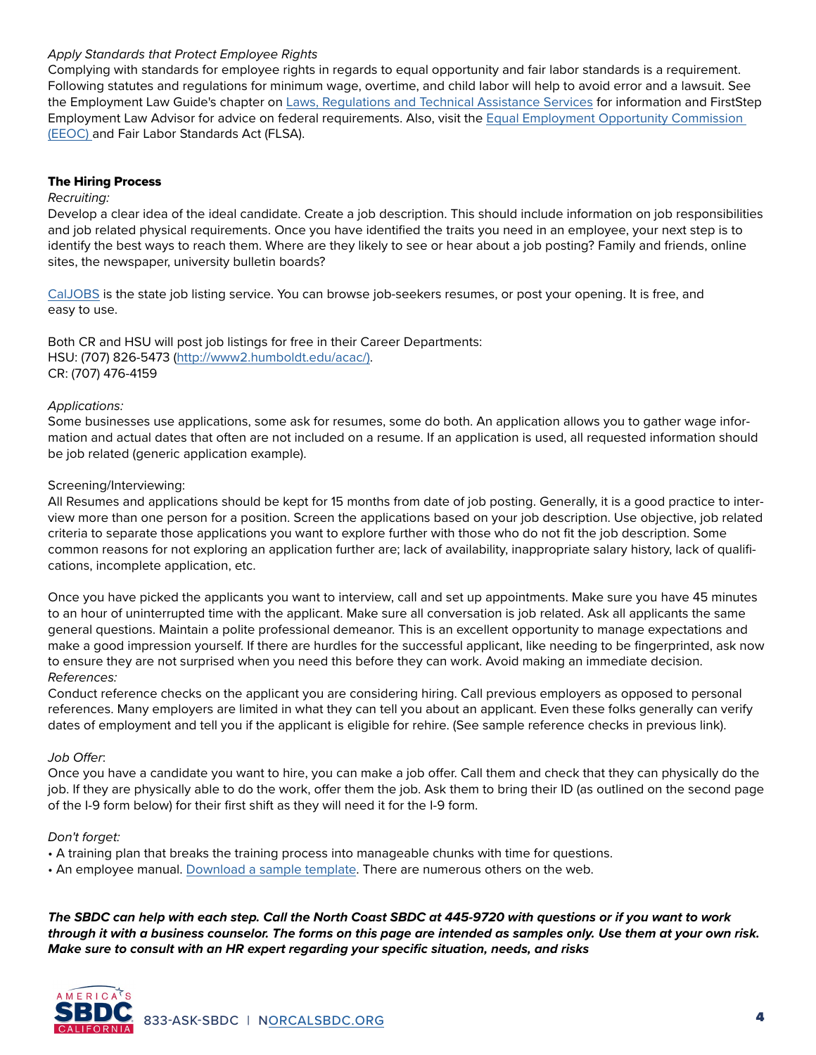*Apply Standards that Protect Employee Rights*

Complying with standards for employee rights in regards to equal opportunity and fair labor standards is a requirement. Following statutes and regulations for minimum wage, overtime, and child labor will help to avoid error and a lawsuit. See the Employment Law Guide's chapter on Laws, Regulations and Technical Assistance Services for information and FirstStep Employment Law Advisor for advice on federal requirements. Also, visit the Equal Employment Opportunity Commission (EEOC) and Fair Labor Standards Act (FLSA).

**The Hiring Process**

*Recruiting:*

Develop a clear idea of the ideal candidate. Create a job description. This should include information on job responsibilities and job related physical requirements. Once you have identified the traits you need in an employee, your next step is to identify the best ways to reach them. Where are they likely to see or hear about a job posting? Family and friends, online sites, the newspaper, university bulletin boards?

CalJOBS is the state job listing service. You can browse job-seekers resumes, or post your opening. It is free, and easy to use.

Both CR and HSU will post job listings for free in their Career Departments:
HSU: (707) 826-5473 (http://www2.humboldt.edu/acac/).
CR: (707) 476-4159

*Applications:*

Some businesses use applications, some ask for resumes, some do both. An application allows you to gather wage information and actual dates that often are not included on a resume. If an application is used, all requested information should be job related (generic application example).

Screening/Interviewing:

All Resumes and applications should be kept for 15 months from date of job posting. Generally, it is a good practice to interview more than one person for a position. Screen the applications based on your job description. Use objective, job related criteria to separate those applications you want to explore further with those who do not fit the job description. Some common reasons for not exploring an application further are; lack of availability, inappropriate salary history, lack of qualifications, incomplete application, etc.

Once you have picked the applicants you want to interview, call and set up appointments. Make sure you have 45 minutes to an hour of uninterrupted time with the applicant. Make sure all conversation is job related. Ask all applicants the same general questions. Maintain a polite professional demeanor. This is an excellent opportunity to manage expectations and make a good impression yourself. If there are hurdles for the successful applicant, like needing to be fingerprinted, ask now to ensure they are not surprised when you need this before they can work. Avoid making an immediate decision.

*References:*

Conduct reference checks on the applicant you are considering hiring. Call previous employers as opposed to personal references. Many employers are limited in what they can tell you about an applicant. Even these folks generally can verify dates of employment and tell you if the applicant is eligible for rehire. (See sample reference checks in previous link).

*Job Offer*:

Once you have a candidate you want to hire, you can make a job offer. Call them and check that they can physically do the job. If they are physically able to do the work, offer them the job. Ask them to bring their ID (as outlined on the second page of the I-9 form below) for their first shift as they will need it for the I-9 form.

*Don't forget:*

- A training plan that breaks the training process into manageable chunks with time for questions.
- An employee manual. Download a sample template. There are numerous others on the web.

***The SBDC can help with each step. Call the North Coast SBDC at 445-9720 with questions or if you want to work through it with a business counselor. The forms on this page are intended as samples only. Use them at your own risk. Make sure to consult with an HR expert regarding your specific situation, needs, and risks***